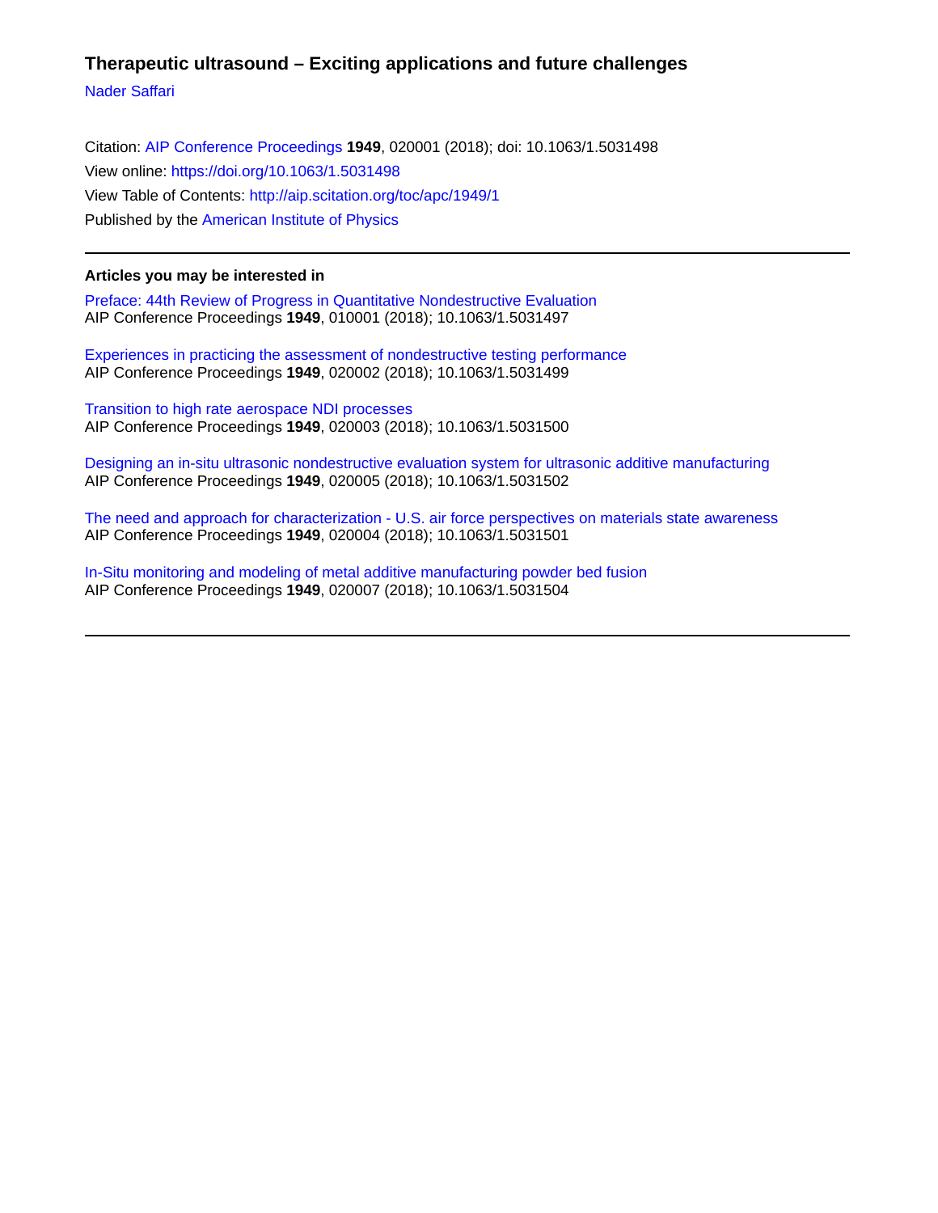# Therapeutic ultrasound – Exciting applications and future challenges

Nader Saffari

Citation: AIP Conference Proceedings **1949**, 020001 (2018); doi: 10.1063/1.5031498

View online: https://doi.org/10.1063/1.5031498

View Table of Contents: http://aip.scitation.org/toc/apc/1949/1

Published by the American Institute of Physics

---

## Articles you may be interested in

Preface: 44th Review of Progress in Quantitative Nondestructive Evaluation
AIP Conference Proceedings **1949**, 010001 (2018); 10.1063/1.5031497

Experiences in practicing the assessment of nondestructive testing performance
AIP Conference Proceedings **1949**, 020002 (2018); 10.1063/1.5031499

Transition to high rate aerospace NDI processes
AIP Conference Proceedings **1949**, 020003 (2018); 10.1063/1.5031500

Designing an in-situ ultrasonic nondestructive evaluation system for ultrasonic additive manufacturing
AIP Conference Proceedings **1949**, 020005 (2018); 10.1063/1.5031502

The need and approach for characterization - U.S. air force perspectives on materials state awareness
AIP Conference Proceedings **1949**, 020004 (2018); 10.1063/1.5031501

In-Situ monitoring and modeling of metal additive manufacturing powder bed fusion
AIP Conference Proceedings **1949**, 020007 (2018); 10.1063/1.5031504

---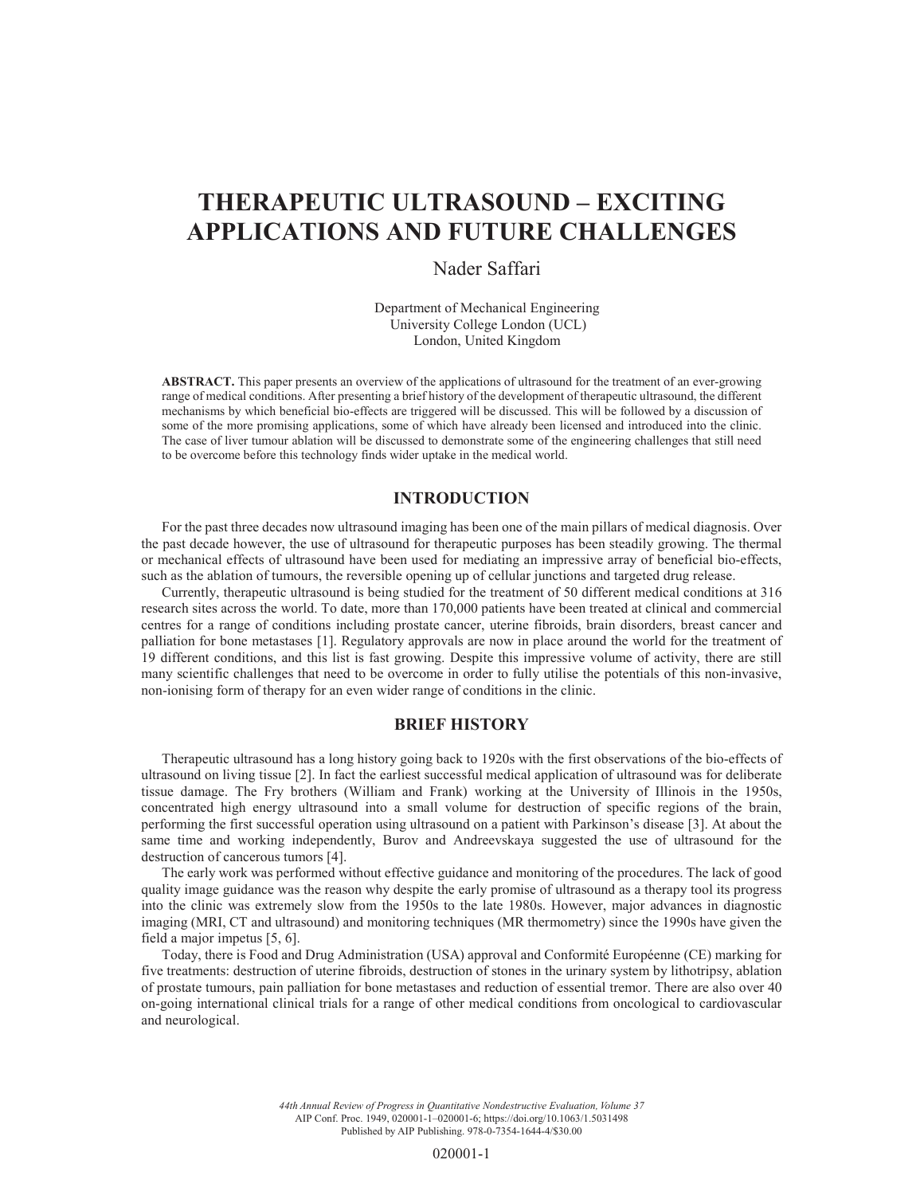# THERAPEUTIC ULTRASOUND – EXCITING APPLICATIONS AND FUTURE CHALLENGES

Nader Saffari

Department of Mechanical Engineering
University College London (UCL)
London, United Kingdom

**ABSTRACT.** This paper presents an overview of the applications of ultrasound for the treatment of an ever-growing range of medical conditions. After presenting a brief history of the development of therapeutic ultrasound, the different mechanisms by which beneficial bio-effects are triggered will be discussed. This will be followed by a discussion of some of the more promising applications, some of which have already been licensed and introduced into the clinic. The case of liver tumour ablation will be discussed to demonstrate some of the engineering challenges that still need to be overcome before this technology finds wider uptake in the medical world.

## INTRODUCTION

For the past three decades now ultrasound imaging has been one of the main pillars of medical diagnosis. Over the past decade however, the use of ultrasound for therapeutic purposes has been steadily growing. The thermal or mechanical effects of ultrasound have been used for mediating an impressive array of beneficial bio-effects, such as the ablation of tumours, the reversible opening up of cellular junctions and targeted drug release.

Currently, therapeutic ultrasound is being studied for the treatment of 50 different medical conditions at 316 research sites across the world. To date, more than 170,000 patients have been treated at clinical and commercial centres for a range of conditions including prostate cancer, uterine fibroids, brain disorders, breast cancer and palliation for bone metastases [1]. Regulatory approvals are now in place around the world for the treatment of 19 different conditions, and this list is fast growing. Despite this impressive volume of activity, there are still many scientific challenges that need to be overcome in order to fully utilise the potentials of this non-invasive, non-ionising form of therapy for an even wider range of conditions in the clinic.

## BRIEF HISTORY

Therapeutic ultrasound has a long history going back to 1920s with the first observations of the bio-effects of ultrasound on living tissue [2]. In fact the earliest successful medical application of ultrasound was for deliberate tissue damage. The Fry brothers (William and Frank) working at the University of Illinois in the 1950s, concentrated high energy ultrasound into a small volume for destruction of specific regions of the brain, performing the first successful operation using ultrasound on a patient with Parkinson's disease [3]. At about the same time and working independently, Burov and Andreevskaya suggested the use of ultrasound for the destruction of cancerous tumors [4].

The early work was performed without effective guidance and monitoring of the procedures. The lack of good quality image guidance was the reason why despite the early promise of ultrasound as a therapy tool its progress into the clinic was extremely slow from the 1950s to the late 1980s. However, major advances in diagnostic imaging (MRI, CT and ultrasound) and monitoring techniques (MR thermometry) since the 1990s have given the field a major impetus [5, 6].

Today, there is Food and Drug Administration (USA) approval and Conformité Européenne (CE) marking for five treatments: destruction of uterine fibroids, destruction of stones in the urinary system by lithotripsy, ablation of prostate tumours, pain palliation for bone metastases and reduction of essential tremor. There are also over 40 on-going international clinical trials for a range of other medical conditions from oncological to cardiovascular and neurological.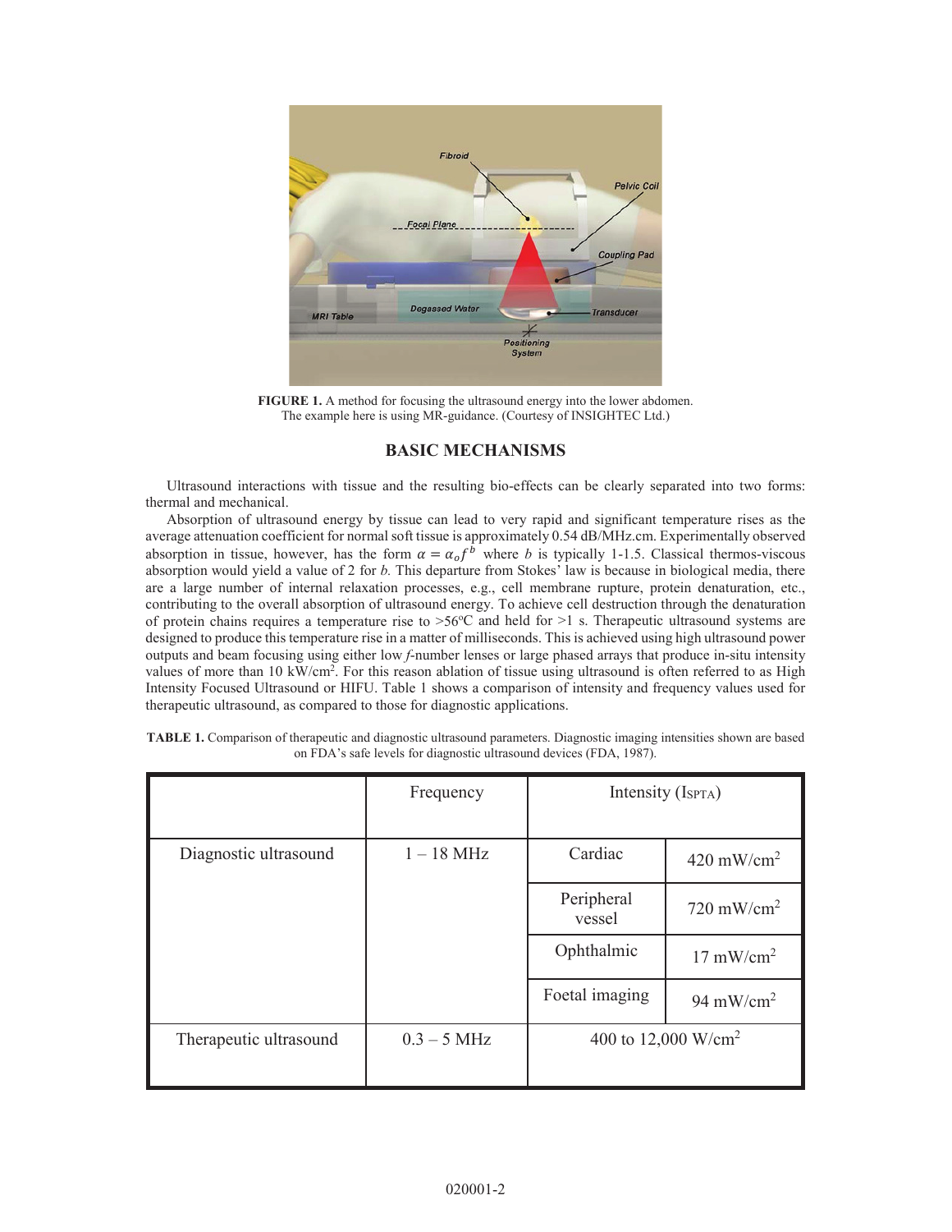FIGURE 1. A method for focusing the ultrasound energy into the lower abdomen. The example here is using MR-guidance. (Courtesy of INSIGHTEC Ltd.)

## BASIC MECHANISMS

Ultrasound interactions with tissue and the resulting bio-effects can be clearly separated into two forms: thermal and mechanical.

Absorption of ultrasound energy by tissue can lead to very rapid and significant temperature rises as the average attenuation coefficient for normal soft tissue is approximately 0.54 dB/MHz.cm. Experimentally observed absorption in tissue, however, has the form $\alpha = \alpha_o f^b$ where $b$ is typically 1-1.5. Classical thermos-viscous absorption would yield a value of 2 for $b$. This departure from Stokes' law is because in biological media, there are a large number of internal relaxation processes, e.g., cell membrane rupture, protein denaturation, etc., contributing to the overall absorption of ultrasound energy. To achieve cell destruction through the denaturation of protein chains requires a temperature rise to >56°C and held for >1 s. Therapeutic ultrasound systems are designed to produce this temperature rise in a matter of milliseconds. This is achieved using high ultrasound power outputs and beam focusing using either low *f*-number lenses or large phased arrays that produce in-situ intensity values of more than 10 kW/cm$^2$. For this reason ablation of tissue using ultrasound is often referred to as High Intensity Focused Ultrasound or HIFU. Table 1 shows a comparison of intensity and frequency values used for therapeutic ultrasound, as compared to those for diagnostic applications.

**TABLE 1.** Comparison of therapeutic and diagnostic ultrasound parameters. Diagnostic imaging intensities shown are based on FDA's safe levels for diagnostic ultrasound devices (FDA, 1987).

| | Frequency | Intensity ($I_{SPTA}$) | |
|---|---|---|---|
| Diagnostic ultrasound | 1 – 18 MHz | Cardiac | 420 mW/cm$^2$ |
| | | Peripheral vessel | 720 mW/cm$^2$ |
| | | Ophthalmic | 17 mW/cm$^2$ |
| | | Foetal imaging | 94 mW/cm$^2$ |
| Therapeutic ultrasound | 0.3 – 5 MHz | 400 to 12,000 W/cm$^2$ | |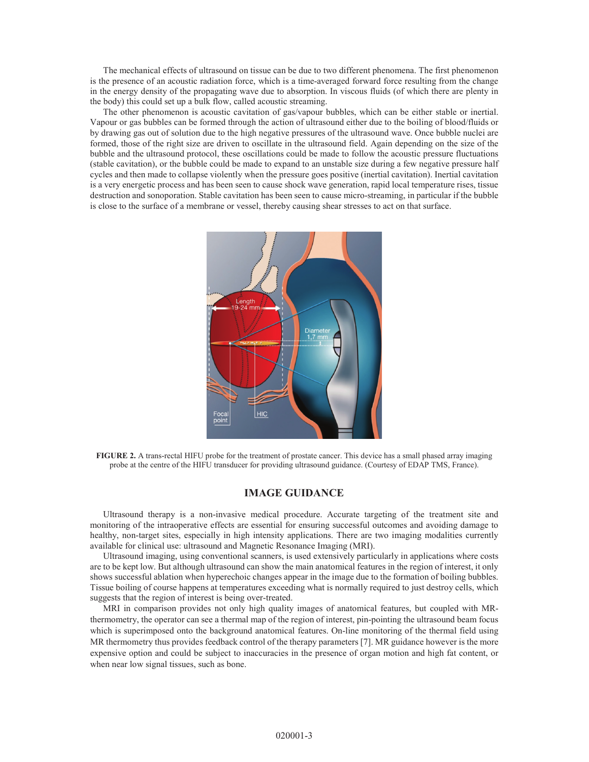The mechanical effects of ultrasound on tissue can be due to two different phenomena. The first phenomenon is the presence of an acoustic radiation force, which is a time-averaged forward force resulting from the change in the energy density of the propagating wave due to absorption. In viscous fluids (of which there are plenty in the body) this could set up a bulk flow, called acoustic streaming.

The other phenomenon is acoustic cavitation of gas/vapour bubbles, which can be either stable or inertial. Vapour or gas bubbles can be formed through the action of ultrasound either due to the boiling of blood/fluids or by drawing gas out of solution due to the high negative pressures of the ultrasound wave. Once bubble nuclei are formed, those of the right size are driven to oscillate in the ultrasound field. Again depending on the size of the bubble and the ultrasound protocol, these oscillations could be made to follow the acoustic pressure fluctuations (stable cavitation), or the bubble could be made to expand to an unstable size during a few negative pressure half cycles and then made to collapse violently when the pressure goes positive (inertial cavitation). Inertial cavitation is a very energetic process and has been seen to cause shock wave generation, rapid local temperature rises, tissue destruction and sonoporation. Stable cavitation has been seen to cause micro-streaming, in particular if the bubble is close to the surface of a membrane or vessel, thereby causing shear stresses to act on that surface.

**FIGURE 2.** A trans-rectal HIFU probe for the treatment of prostate cancer. This device has a small phased array imaging probe at the centre of the HIFU transducer for providing ultrasound guidance. (Courtesy of EDAP TMS, France).

## IMAGE GUIDANCE

Ultrasound therapy is a non-invasive medical procedure. Accurate targeting of the treatment site and monitoring of the intraoperative effects are essential for ensuring successful outcomes and avoiding damage to healthy, non-target sites, especially in high intensity applications. There are two imaging modalities currently available for clinical use: ultrasound and Magnetic Resonance Imaging (MRI).

Ultrasound imaging, using conventional scanners, is used extensively particularly in applications where costs are to be kept low. But although ultrasound can show the main anatomical features in the region of interest, it only shows successful ablation when hyperechoic changes appear in the image due to the formation of boiling bubbles. Tissue boiling of course happens at temperatures exceeding what is normally required to just destroy cells, which suggests that the region of interest is being over-treated.

MRI in comparison provides not only high quality images of anatomical features, but coupled with MR-thermometry, the operator can see a thermal map of the region of interest, pin-pointing the ultrasound beam focus which is superimposed onto the background anatomical features. On-line monitoring of the thermal field using MR thermometry thus provides feedback control of the therapy parameters [7]. MR guidance however is the more expensive option and could be subject to inaccuracies in the presence of organ motion and high fat content, or when near low signal tissues, such as bone.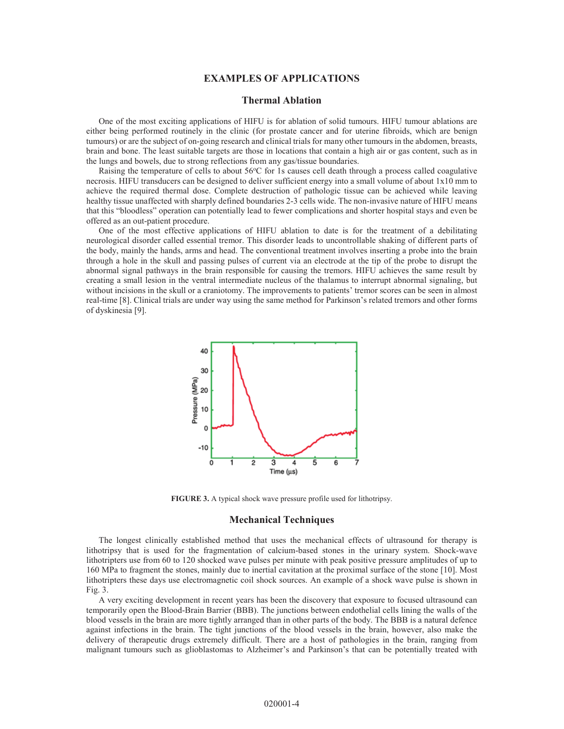## EXAMPLES OF APPLICATIONS

### Thermal Ablation

One of the most exciting applications of HIFU is for ablation of solid tumours. HIFU tumour ablations are either being performed routinely in the clinic (for prostate cancer and for uterine fibroids, which are benign tumours) or are the subject of on-going research and clinical trials for many other tumours in the abdomen, breasts, brain and bone. The least suitable targets are those in locations that contain a high air or gas content, such as in the lungs and bowels, due to strong reflections from any gas/tissue boundaries.

Raising the temperature of cells to about 56°C for 1s causes cell death through a process called coagulative necrosis. HIFU transducers can be designed to deliver sufficient energy into a small volume of about 1x10 mm to achieve the required thermal dose. Complete destruction of pathologic tissue can be achieved while leaving healthy tissue unaffected with sharply defined boundaries 2-3 cells wide. The non-invasive nature of HIFU means that this "bloodless" operation can potentially lead to fewer complications and shorter hospital stays and even be offered as an out-patient procedure.

One of the most effective applications of HIFU ablation to date is for the treatment of a debilitating neurological disorder called essential tremor. This disorder leads to uncontrollable shaking of different parts of the body, mainly the hands, arms and head. The conventional treatment involves inserting a probe into the brain through a hole in the skull and passing pulses of current via an electrode at the tip of the probe to disrupt the abnormal signal pathways in the brain responsible for causing the tremors. HIFU achieves the same result by creating a small lesion in the ventral intermediate nucleus of the thalamus to interrupt abnormal signaling, but without incisions in the skull or a craniotomy. The improvements to patients' tremor scores can be seen in almost real-time [8]. Clinical trials are under way using the same method for Parkinson's related tremors and other forms of dyskinesia [9].

**FIGURE 3.** A typical shock wave pressure profile used for lithotripsy.

### Mechanical Techniques

The longest clinically established method that uses the mechanical effects of ultrasound for therapy is lithotripsy that is used for the fragmentation of calcium-based stones in the urinary system. Shock-wave lithotripters use from 60 to 120 shocked wave pulses per minute with peak positive pressure amplitudes of up to 160 MPa to fragment the stones, mainly due to inertial cavitation at the proximal surface of the stone [10]. Most lithotripters these days use electromagnetic coil shock sources. An example of a shock wave pulse is shown in Fig. 3.

A very exciting development in recent years has been the discovery that exposure to focused ultrasound can temporarily open the Blood-Brain Barrier (BBB). The junctions between endothelial cells lining the walls of the blood vessels in the brain are more tightly arranged than in other parts of the body. The BBB is a natural defence against infections in the brain. The tight junctions of the blood vessels in the brain, however, also make the delivery of therapeutic drugs extremely difficult. There are a host of pathologies in the brain, ranging from malignant tumours such as glioblastomas to Alzheimer's and Parkinson's that can be potentially treated with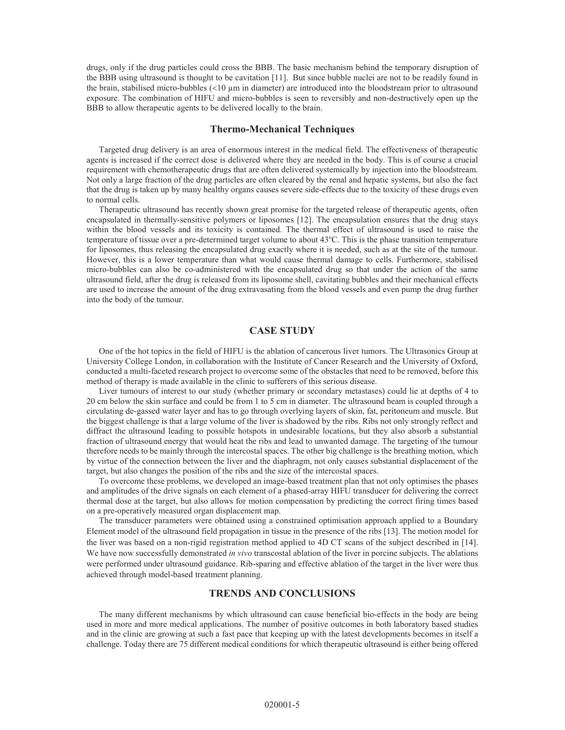drugs, only if the drug particles could cross the BBB. The basic mechanism behind the temporary disruption of the BBB using ultrasound is thought to be cavitation [11]. But since bubble nuclei are not to be readily found in the brain, stabilised micro-bubbles (<10 µm in diameter) are introduced into the bloodstream prior to ultrasound exposure. The combination of HIFU and micro-bubbles is seen to reversibly and non-destructively open up the BBB to allow therapeutic agents to be delivered locally to the brain.

### Thermo-Mechanical Techniques

Targeted drug delivery is an area of enormous interest in the medical field. The effectiveness of therapeutic agents is increased if the correct dose is delivered where they are needed in the body. This is of course a crucial requirement with chemotherapeutic drugs that are often delivered systemically by injection into the bloodstream. Not only a large fraction of the drug particles are often cleared by the renal and hepatic systems, but also the fact that the drug is taken up by many healthy organs causes severe side-effects due to the toxicity of these drugs even to normal cells.

Therapeutic ultrasound has recently shown great promise for the targeted release of therapeutic agents, often encapsulated in thermally-sensitive polymers or liposomes [12]. The encapsulation ensures that the drug stays within the blood vessels and its toxicity is contained. The thermal effect of ultrasound is used to raise the temperature of tissue over a pre-determined target volume to about 43ºC. This is the phase transition temperature for liposomes, thus releasing the encapsulated drug exactly where it is needed, such as at the site of the tumour. However, this is a lower temperature than what would cause thermal damage to cells. Furthermore, stabilised micro-bubbles can also be co-administered with the encapsulated drug so that under the action of the same ultrasound field, after the drug is released from its liposome shell, cavitating bubbles and their mechanical effects are used to increase the amount of the drug extravasating from the blood vessels and even pump the drug further into the body of the tumour.

## CASE STUDY

One of the hot topics in the field of HIFU is the ablation of cancerous liver tumors. The Ultrasonics Group at University College London, in collaboration with the Institute of Cancer Research and the University of Oxford, conducted a multi-faceted research project to overcome some of the obstacles that need to be removed, before this method of therapy is made available in the clinic to sufferers of this serious disease.

Liver tumours of interest to our study (whether primary or secondary metastases) could lie at depths of 4 to 20 cm below the skin surface and could be from 1 to 5 cm in diameter. The ultrasound beam is coupled through a circulating de-gassed water layer and has to go through overlying layers of skin, fat, peritoneum and muscle. But the biggest challenge is that a large volume of the liver is shadowed by the ribs. Ribs not only strongly reflect and diffract the ultrasound leading to possible hotspots in undesirable locations, but they also absorb a substantial fraction of ultrasound energy that would heat the ribs and lead to unwanted damage. The targeting of the tumour therefore needs to be mainly through the intercostal spaces. The other big challenge is the breathing motion, which by virtue of the connection between the liver and the diaphragm, not only causes substantial displacement of the target, but also changes the position of the ribs and the size of the intercostal spaces.

To overcome these problems, we developed an image-based treatment plan that not only optimises the phases and amplitudes of the drive signals on each element of a phased-array HIFU transducer for delivering the correct thermal dose at the target, but also allows for motion compensation by predicting the correct firing times based on a pre-operatively measured organ displacement map.

The transducer parameters were obtained using a constrained optimisation approach applied to a Boundary Element model of the ultrasound field propagation in tissue in the presence of the ribs [13]. The motion model for the liver was based on a non-rigid registration method applied to 4D CT scans of the subject described in [14]. We have now successfully demonstrated *in vivo* transcostal ablation of the liver in porcine subjects. The ablations were performed under ultrasound guidance. Rib-sparing and effective ablation of the target in the liver were thus achieved through model-based treatment planning.

## TRENDS AND CONCLUSIONS

The many different mechanisms by which ultrasound can cause beneficial bio-effects in the body are being used in more and more medical applications. The number of positive outcomes in both laboratory based studies and in the clinic are growing at such a fast pace that keeping up with the latest developments becomes in itself a challenge. Today there are 75 different medical conditions for which therapeutic ultrasound is either being offered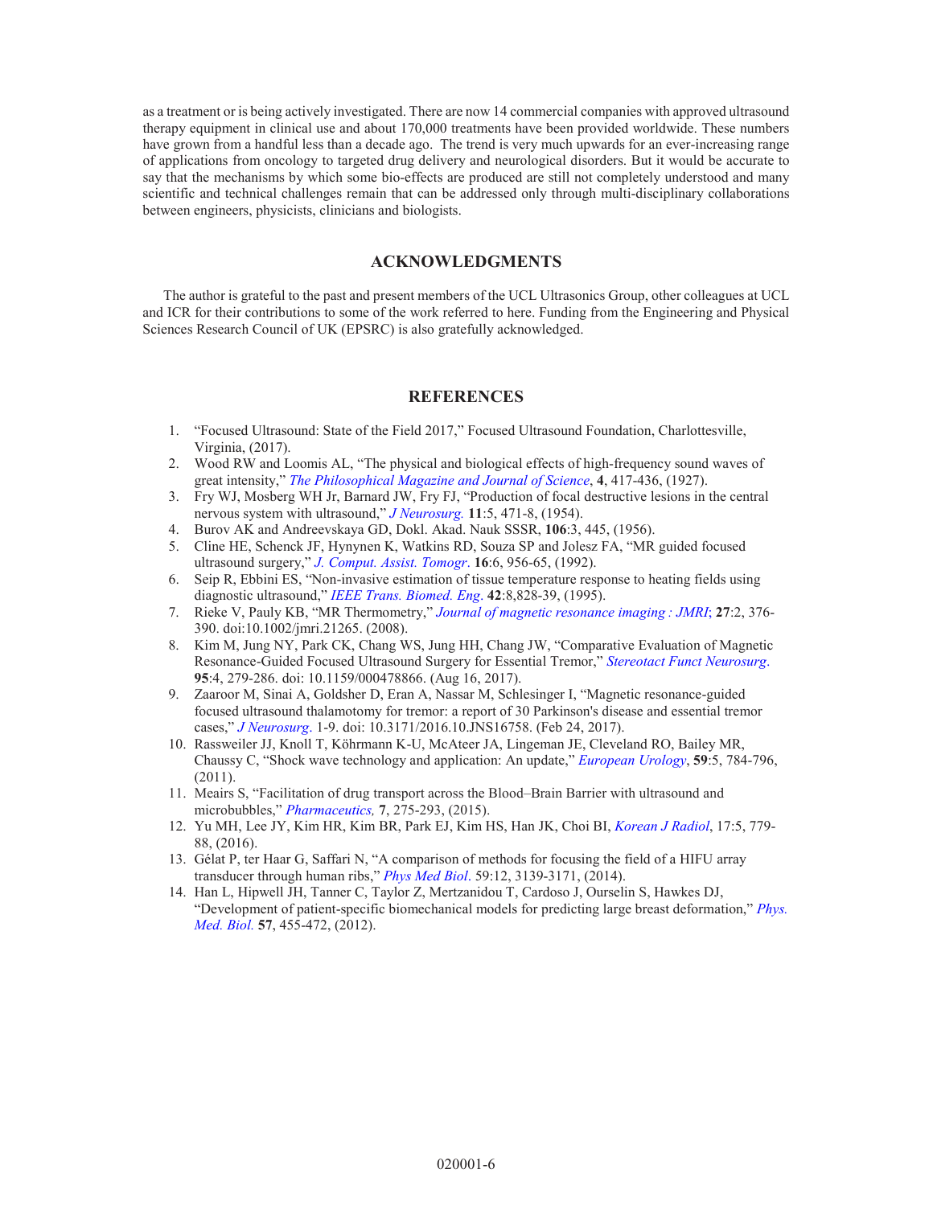as a treatment or is being actively investigated. There are now 14 commercial companies with approved ultrasound therapy equipment in clinical use and about 170,000 treatments have been provided worldwide. These numbers have grown from a handful less than a decade ago. The trend is very much upwards for an ever-increasing range of applications from oncology to targeted drug delivery and neurological disorders. But it would be accurate to say that the mechanisms by which some bio-effects are produced are still not completely understood and many scientific and technical challenges remain that can be addressed only through multi-disciplinary collaborations between engineers, physicists, clinicians and biologists.

## ACKNOWLEDGMENTS

The author is grateful to the past and present members of the UCL Ultrasonics Group, other colleagues at UCL and ICR for their contributions to some of the work referred to here. Funding from the Engineering and Physical Sciences Research Council of UK (EPSRC) is also gratefully acknowledged.

## REFERENCES

1. "Focused Ultrasound: State of the Field 2017," Focused Ultrasound Foundation, Charlottesville, Virginia, (2017).
2. Wood RW and Loomis AL, "The physical and biological effects of high-frequency sound waves of great intensity," *The Philosophical Magazine and Journal of Science*, **4**, 417-436, (1927).
3. Fry WJ, Mosberg WH Jr, Barnard JW, Fry FJ, "Production of focal destructive lesions in the central nervous system with ultrasound," *J Neurosurg.* **11**:5, 471-8, (1954).
4. Burov AK and Andreevskaya GD, Dokl. Akad. Nauk SSSR, **106**:3, 445, (1956).
5. Cline HE, Schenck JF, Hynynen K, Watkins RD, Souza SP and Jolesz FA, "MR guided focused ultrasound surgery," *J. Comput. Assist. Tomogr*. **16**:6, 956-65, (1992).
6. Seip R, Ebbini ES, "Non-invasive estimation of tissue temperature response to heating fields using diagnostic ultrasound," *IEEE Trans. Biomed. Eng*. **42**:8,828-39, (1995).
7. Rieke V, Pauly KB, "MR Thermometry," *Journal of magnetic resonance imaging : JMRI*; **27**:2, 376-390. doi:10.1002/jmri.21265. (2008).
8. Kim M, Jung NY, Park CK, Chang WS, Jung HH, Chang JW, "Comparative Evaluation of Magnetic Resonance-Guided Focused Ultrasound Surgery for Essential Tremor," *Stereotact Funct Neurosurg*. **95**:4, 279-286. doi: 10.1159/000478866. (Aug 16, 2017).
9. Zaaroor M, Sinai A, Goldsher D, Eran A, Nassar M, Schlesinger I, "Magnetic resonance-guided focused ultrasound thalamotomy for tremor: a report of 30 Parkinson's disease and essential tremor cases," *J Neurosurg*. 1-9. doi: 10.3171/2016.10.JNS16758. (Feb 24, 2017).
10. Rassweiler JJ, Knoll T, Köhrmann K-U, McAteer JA, Lingeman JE, Cleveland RO, Bailey MR, Chaussy C, "Shock wave technology and application: An update," *European Urology*, **59**:5, 784-796, (2011).
11. Meairs S, "Facilitation of drug transport across the Blood–Brain Barrier with ultrasound and microbubbles," *Pharmaceutics,* **7**, 275-293, (2015).
12. Yu MH, Lee JY, Kim HR, Kim BR, Park EJ, Kim HS, Han JK, Choi BI, *Korean J Radiol*, 17:5, 779-88, (2016).
13. Gélat P, ter Haar G, Saffari N, "A comparison of methods for focusing the field of a HIFU array transducer through human ribs," *Phys Med Biol*. 59:12, 3139-3171, (2014).
14. Han L, Hipwell JH, Tanner C, Taylor Z, Mertzanidou T, Cardoso J, Ourselin S, Hawkes DJ, "Development of patient-specific biomechanical models for predicting large breast deformation," *Phys. Med. Biol.* **57**, 455-472, (2012).